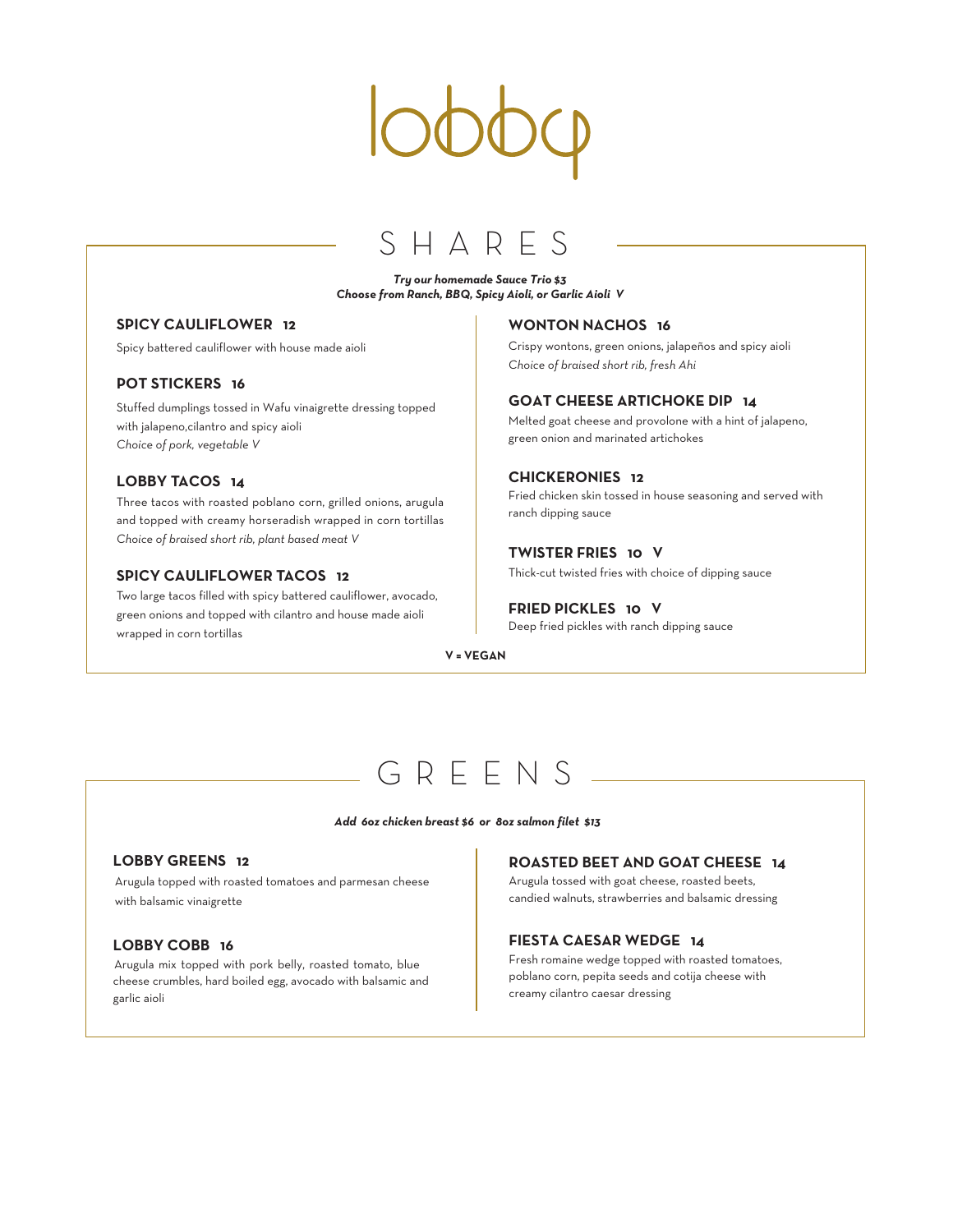# lobby

## SHARES

***Try our homemade Sauce Trio $3***
***Choose from Ranch, BBQ, Spicy Aioli, or Garlic Aioli V***

### SPICY CAULIFLOWER 12

Spicy battered cauliflower with house made aioli

### POT STICKERS 16

Stuffed dumplings tossed in Wafu vinaigrette dressing topped with jalapeno,cilantro and spicy aioli
*Choice of pork, vegetable V*

### LOBBY TACOS 14

Three tacos with roasted poblano corn, grilled onions, arugula and topped with creamy horseradish wrapped in corn tortillas
*Choice of braised short rib, plant based meat V*

### SPICY CAULIFLOWER TACOS 12

Two large tacos filled with spicy battered cauliflower, avocado, green onions and topped with cilantro and house made aioli wrapped in corn tortillas

### WONTON NACHOS 16

Crispy wontons, green onions, jalapeños and spicy aioli
*Choice of braised short rib, fresh Ahi*

### GOAT CHEESE ARTICHOKE DIP 14

Melted goat cheese and provolone with a hint of jalapeno, green onion and marinated artichokes

### CHICKERONIES 12

Fried chicken skin tossed in house seasoning and served with ranch dipping sauce

### TWISTER FRIES 10 V

Thick-cut twisted fries with choice of dipping sauce

### FRIED PICKLES 10 V

Deep fried pickles with ranch dipping sauce

**V = VEGAN**

## GREENS

***Add 6oz chicken breast $6 or 8oz salmon filet $13***

### LOBBY GREENS 12

Arugula topped with roasted tomatoes and parmesan cheese with balsamic vinaigrette

### LOBBY COBB 16

Arugula mix topped with pork belly, roasted tomato, blue cheese crumbles, hard boiled egg, avocado with balsamic and garlic aioli

### ROASTED BEET AND GOAT CHEESE 14

Arugula tossed with goat cheese, roasted beets, candied walnuts, strawberries and balsamic dressing

### FIESTA CAESAR WEDGE 14

Fresh romaine wedge topped with roasted tomatoes, poblano corn, pepita seeds and cotija cheese with creamy cilantro caesar dressing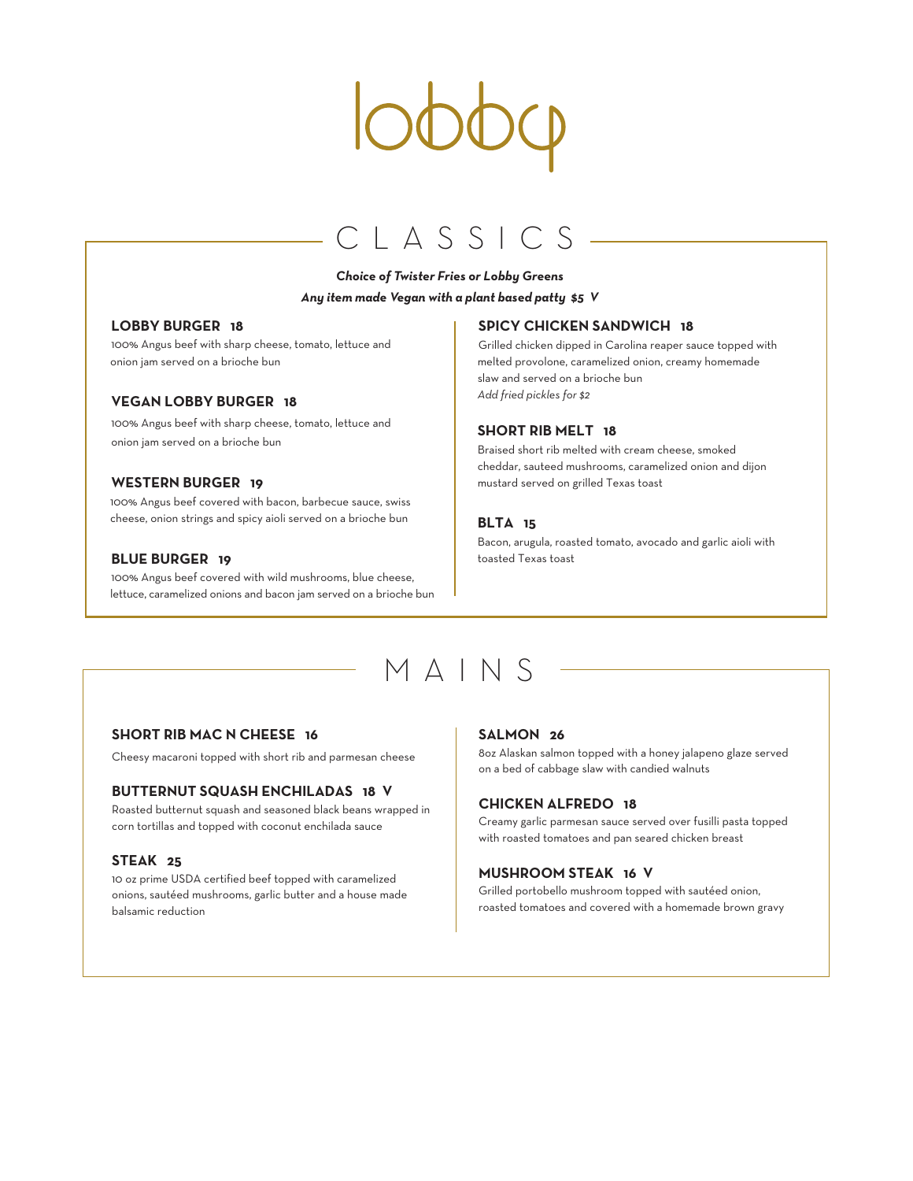# lobby

## CLASSICS

***Choice of Twister Fries or Lobby Greens***

***Any item made Vegan with a plant based patty $5 V***

**LOBBY BURGER 18**

100% Angus beef with sharp cheese, tomato, lettuce and onion jam served on a brioche bun

**VEGAN LOBBY BURGER 18**

100% Angus beef with sharp cheese, tomato, lettuce and onion jam served on a brioche bun

**WESTERN BURGER 19**

100% Angus beef covered with bacon, barbecue sauce, swiss cheese, onion strings and spicy aioli served on a brioche bun

**BLUE BURGER 19**

100% Angus beef covered with wild mushrooms, blue cheese, lettuce, caramelized onions and bacon jam served on a brioche bun

**SPICY CHICKEN SANDWICH 18**

Grilled chicken dipped in Carolina reaper sauce topped with melted provolone, caramelized onion, creamy homemade slaw and served on a brioche bun

*Add fried pickles for $2*

**SHORT RIB MELT 18**

Braised short rib melted with cream cheese, smoked cheddar, sauteed mushrooms, caramelized onion and dijon mustard served on grilled Texas toast

**BLTA 15**

Bacon, arugula, roasted tomato, avocado and garlic aioli with toasted Texas toast

## MAINS

**SHORT RIB MAC N CHEESE 16**

Cheesy macaroni topped with short rib and parmesan cheese

**BUTTERNUT SQUASH ENCHILADAS 18 V**

Roasted butternut squash and seasoned black beans wrapped in corn tortillas and topped with coconut enchilada sauce

**STEAK 25**

10 oz prime USDA certified beef topped with caramelized onions, sautéed mushrooms, garlic butter and a house made balsamic reduction

**SALMON 26**

8oz Alaskan salmon topped with a honey jalapeno glaze served on a bed of cabbage slaw with candied walnuts

**CHICKEN ALFREDO 18**

Creamy garlic parmesan sauce served over fusilli pasta topped with roasted tomatoes and pan seared chicken breast

**MUSHROOM STEAK 16 V**

Grilled portobello mushroom topped with sautéed onion, roasted tomatoes and covered with a homemade brown gravy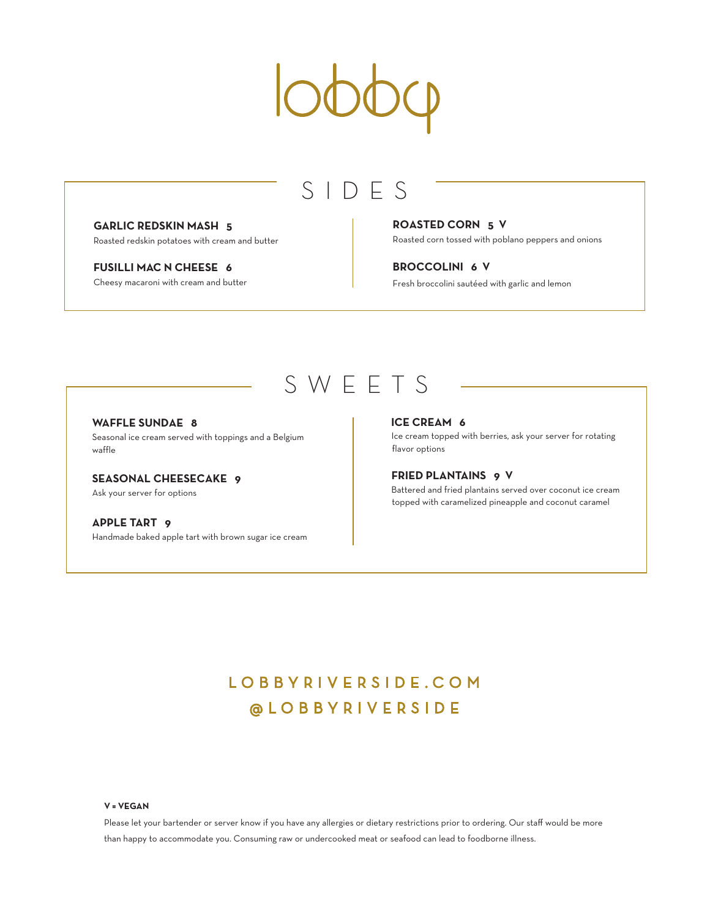# lobby

## SIDES

**GARLIC REDSKIN MASH 5**
Roasted redskin potatoes with cream and butter

**FUSILLI MAC N CHEESE 6**
Cheesy macaroni with cream and butter

**ROASTED CORN 5 V**
Roasted corn tossed with poblano peppers and onions

**BROCCOLINI 6 V**
Fresh broccolini sautéed with garlic and lemon

## SWEETS

**WAFFLE SUNDAE 8**
Seasonal ice cream served with toppings and a Belgium waffle

**SEASONAL CHEESECAKE 9**
Ask your server for options

**APPLE TART 9**
Handmade baked apple tart with brown sugar ice cream

**ICE CREAM 6**
Ice cream topped with berries, ask your server for rotating flavor options

**FRIED PLANTAINS 9 V**
Battered and fried plantains served over coconut ice cream topped with caramelized pineapple and coconut caramel

**LOBBYRIVERSIDE.COM**
**@LOBBYRIVERSIDE**

**V = VEGAN**

Please let your bartender or server know if you have any allergies or dietary restrictions prior to ordering. Our staff would be more than happy to accommodate you. Consuming raw or undercooked meat or seafood can lead to foodborne illness.